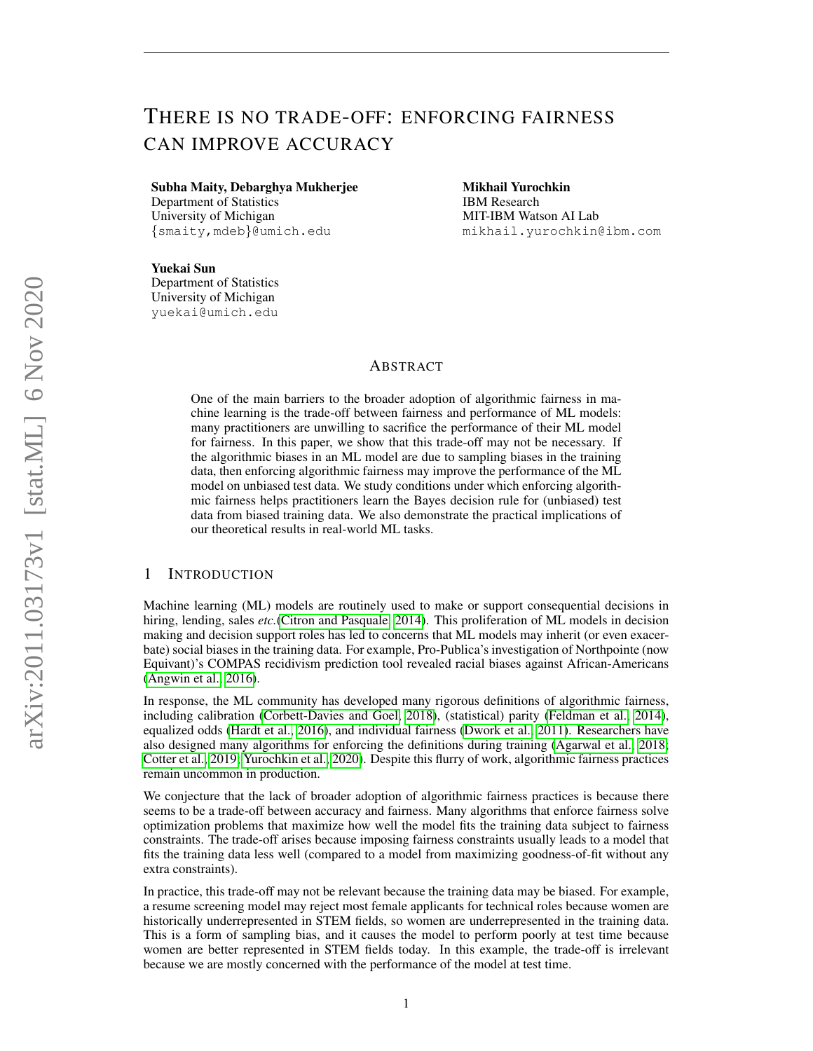# THERE IS NO TRADE-OFF: ENFORCING FAIRNESS CAN IMPROVE ACCURACY

**Subha Maity, Debarghya Mukherjee**
Department of Statistics
University of Michigan
{smaity,mdeb}@umich.edu

**Mikhail Yurochkin**
IBM Research
MIT-IBM Watson AI Lab
mikhail.yurochkin@ibm.com

**Yuekai Sun**
Department of Statistics
University of Michigan
yuekai@umich.edu

## ABSTRACT

One of the main barriers to the broader adoption of algorithmic fairness in machine learning is the trade-off between fairness and performance of ML models: many practitioners are unwilling to sacrifice the performance of their ML model for fairness. In this paper, we show that this trade-off may not be necessary. If the algorithmic biases in an ML model are due to sampling biases in the training data, then enforcing algorithmic fairness may improve the performance of the ML model on unbiased test data. We study conditions under which enforcing algorithmic fairness helps practitioners learn the Bayes decision rule for (unbiased) test data from biased training data. We also demonstrate the practical implications of our theoretical results in real-world ML tasks.

## 1 INTRODUCTION

Machine learning (ML) models are routinely used to make or support consequential decisions in hiring, lending, sales *etc.*(Citron and Pasquale, 2014). This proliferation of ML models in decision making and decision support roles has led to concerns that ML models may inherit (or even exacerbate) social biases in the training data. For example, Pro-Publica's investigation of Northpointe (now Equivant)'s COMPAS recidivism prediction tool revealed racial biases against African-Americans (Angwin et al., 2016).

In response, the ML community has developed many rigorous definitions of algorithmic fairness, including calibration (Corbett-Davies and Goel, 2018), (statistical) parity (Feldman et al., 2014), equalized odds (Hardt et al., 2016), and individual fairness (Dwork et al., 2011). Researchers have also designed many algorithms for enforcing the definitions during training (Agarwal et al., 2018; Cotter et al., 2019; Yurochkin et al., 2020). Despite this flurry of work, algorithmic fairness practices remain uncommon in production.

We conjecture that the lack of broader adoption of algorithmic fairness practices is because there seems to be a trade-off between accuracy and fairness. Many algorithms that enforce fairness solve optimization problems that maximize how well the model fits the training data subject to fairness constraints. The trade-off arises because imposing fairness constraints usually leads to a model that fits the training data less well (compared to a model from maximizing goodness-of-fit without any extra constraints).

In practice, this trade-off may not be relevant because the training data may be biased. For example, a resume screening model may reject most female applicants for technical roles because women are historically underrepresented in STEM fields, so women are underrepresented in the training data. This is a form of sampling bias, and it causes the model to perform poorly at test time because women are better represented in STEM fields today. In this example, the trade-off is irrelevant because we are mostly concerned with the performance of the model at test time.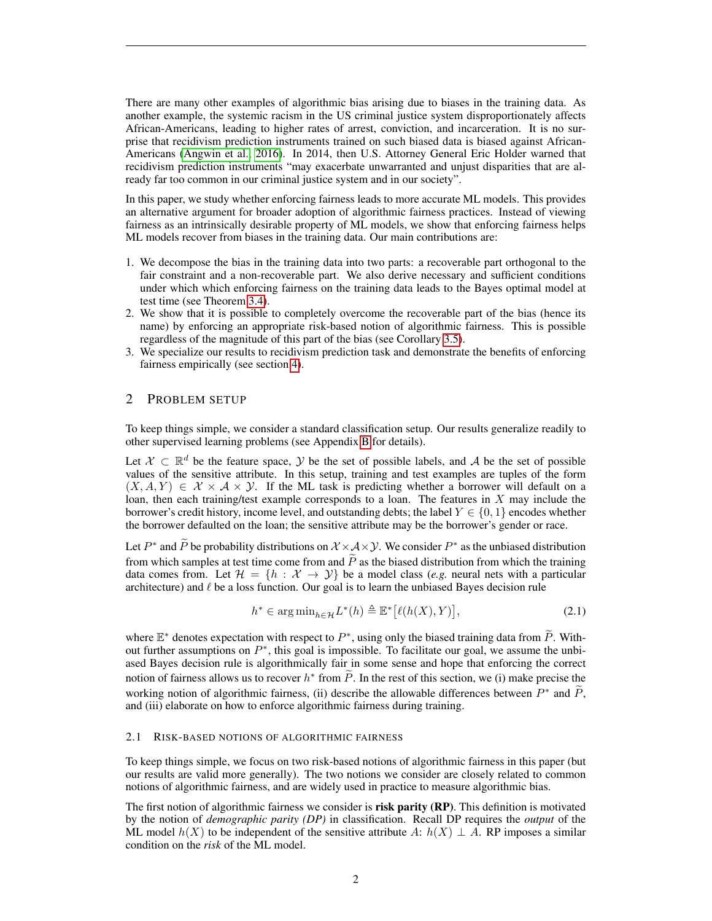There are many other examples of algorithmic bias arising due to biases in the training data. As another example, the systemic racism in the US criminal justice system disproportionately affects African-Americans, leading to higher rates of arrest, conviction, and incarceration. It is no surprise that recidivism prediction instruments trained on such biased data is biased against African-Americans (Angwin et al., 2016). In 2014, then U.S. Attorney General Eric Holder warned that recidivism prediction instruments "may exacerbate unwarranted and unjust disparities that are already far too common in our criminal justice system and in our society".

In this paper, we study whether enforcing fairness leads to more accurate ML models. This provides an alternative argument for broader adoption of algorithmic fairness practices. Instead of viewing fairness as an intrinsically desirable property of ML models, we show that enforcing fairness helps ML models recover from biases in the training data. Our main contributions are:

1. We decompose the bias in the training data into two parts: a recoverable part orthogonal to the fair constraint and a non-recoverable part. We also derive necessary and sufficient conditions under which which enforcing fairness on the training data leads to the Bayes optimal model at test time (see Theorem 3.4).
2. We show that it is possible to completely overcome the recoverable part of the bias (hence its name) by enforcing an appropriate risk-based notion of algorithmic fairness. This is possible regardless of the magnitude of this part of the bias (see Corollary 3.5).
3. We specialize our results to recidivism prediction task and demonstrate the benefits of enforcing fairness empirically (see section 4).

## 2 Problem Setup

To keep things simple, we consider a standard classification setup. Our results generalize readily to other supervised learning problems (see Appendix B for details).

Let $\mathcal{X} \subset \mathbb{R}^d$ be the feature space, $\mathcal{Y}$ be the set of possible labels, and $\mathcal{A}$ be the set of possible values of the sensitive attribute. In this setup, training and test examples are tuples of the form $(X, A, Y) \in \mathcal{X} \times \mathcal{A} \times \mathcal{Y}$. If the ML task is predicting whether a borrower will default on a loan, then each training/test example corresponds to a loan. The features in $X$ may include the borrower's credit history, income level, and outstanding debts; the label $Y \in \{0, 1\}$ encodes whether the borrower defaulted on the loan; the sensitive attribute may be the borrower's gender or race.

Let $P^*$ and $\widetilde{P}$ be probability distributions on $\mathcal{X} \times \mathcal{A} \times \mathcal{Y}$. We consider $P^*$ as the unbiased distribution from which samples at test time come from and $\widetilde{P}$ as the biased distribution from which the training data comes from. Let $\mathcal{H} = \{h : \mathcal{X} \to \mathcal{Y}\}$ be a model class (*e.g.* neural nets with a particular architecture) and $\ell$ be a loss function. Our goal is to learn the unbiased Bayes decision rule

$$h^* \in \arg\min_{h \in \mathcal{H}} L^*(h) \triangleq \mathbb{E}^*\big[\ell(h(X), Y)\big], \tag{2.1}$$

where $\mathbb{E}^*$ denotes expectation with respect to $P^*$, using only the biased training data from $\widetilde{P}$. Without further assumptions on $P^*$, this goal is impossible. To facilitate our goal, we assume the unbiased Bayes decision rule is algorithmically fair in some sense and hope that enforcing the correct notion of fairness allows us to recover $h^*$ from $\widetilde{P}$. In the rest of this section, we (i) make precise the working notion of algorithmic fairness, (ii) describe the allowable differences between $P^*$ and $\widetilde{P}$, and (iii) elaborate on how to enforce algorithmic fairness during training.

### 2.1 Risk-based notions of algorithmic fairness

To keep things simple, we focus on two risk-based notions of algorithmic fairness in this paper (but our results are valid more generally). The two notions we consider are closely related to common notions of algorithmic fairness, and are widely used in practice to measure algorithmic bias.

The first notion of algorithmic fairness we consider is **risk parity (RP)**. This definition is motivated by the notion of *demographic parity (DP)* in classification. Recall DP requires the *output* of the ML model $h(X)$ to be independent of the sensitive attribute $A$: $h(X) \perp A$. RP imposes a similar condition on the *risk* of the ML model.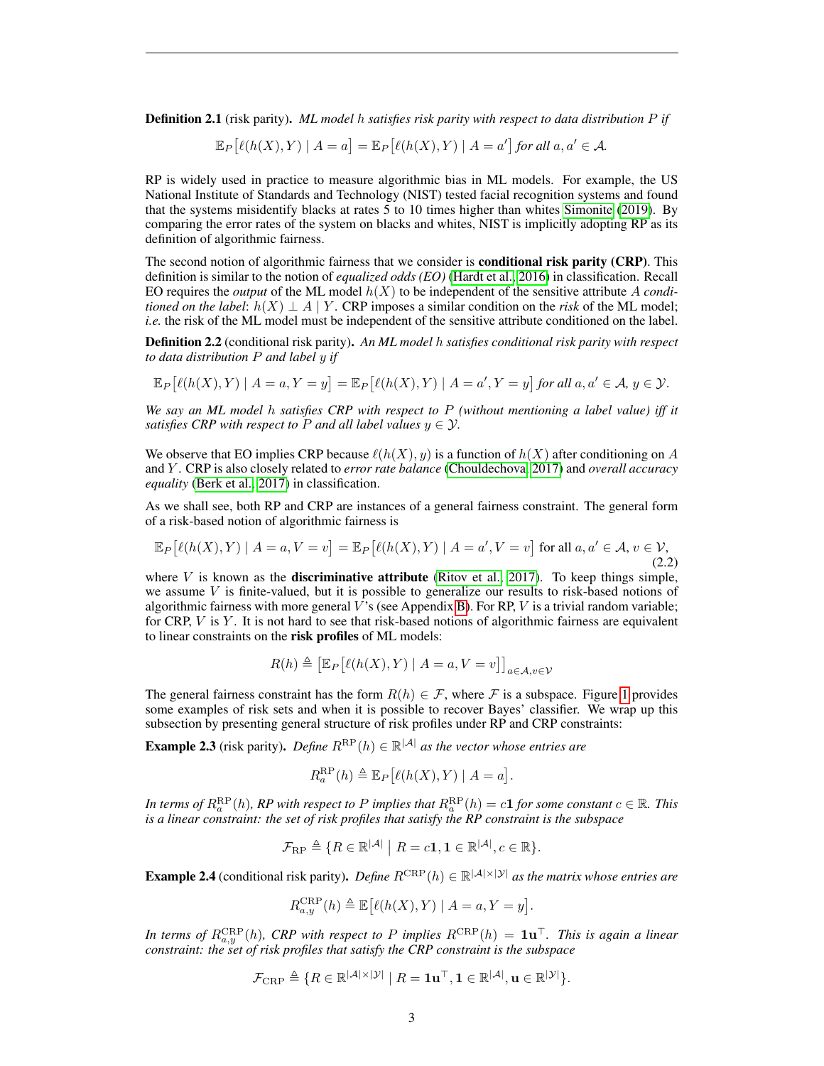**Definition 2.1** (risk parity)**.** *ML model $h$ satisfies risk parity with respect to data distribution $P$ if*

$$\mathbb{E}_P\big[\ell(h(X),Y) \mid A=a\big] = \mathbb{E}_P\big[\ell(h(X),Y) \mid A=a'\big] \text{ for all } a,a' \in \mathcal{A}.$$

RP is widely used in practice to measure algorithmic bias in ML models. For example, the US National Institute of Standards and Technology (NIST) tested facial recognition systems and found that the systems misidentify blacks at rates 5 to 10 times higher than whites Simonite (2019). By comparing the error rates of the system on blacks and whites, NIST is implicitly adopting RP as its definition of algorithmic fairness.

The second notion of algorithmic fairness that we consider is **conditional risk parity (CRP)**. This definition is similar to the notion of *equalized odds (EO)* (Hardt et al., 2016) in classification. Recall EO requires the *output* of the ML model $h(X)$ to be independent of the sensitive attribute $A$ *conditioned on the label*: $h(X) \perp A \mid Y$. CRP imposes a similar condition on the *risk* of the ML model; *i.e.* the risk of the ML model must be independent of the sensitive attribute conditioned on the label.

**Definition 2.2** (conditional risk parity)**.** *An ML model $h$ satisfies conditional risk parity with respect to data distribution $P$ and label $y$ if*

$$\mathbb{E}_P\big[\ell(h(X),Y) \mid A=a, Y=y\big] = \mathbb{E}_P\big[\ell(h(X),Y) \mid A=a', Y=y\big] \text{ for all } a,a' \in \mathcal{A},\, y \in \mathcal{Y}.$$

*We say an ML model $h$ satisfies CRP with respect to $P$ (without mentioning a label value) iff it satisfies CRP with respect to $P$ and all label values $y \in \mathcal{Y}$.*

We observe that EO implies CRP because $\ell(h(X),y)$ is a function of $h(X)$ after conditioning on $A$ and $Y$. CRP is also closely related to *error rate balance* (Chouldechova, 2017) and *overall accuracy equality* (Berk et al., 2017) in classification.

As we shall see, both RP and CRP are instances of a general fairness constraint. The general form of a risk-based notion of algorithmic fairness is

$$\mathbb{E}_P\big[\ell(h(X),Y) \mid A=a, V=v\big] = \mathbb{E}_P\big[\ell(h(X),Y) \mid A=a', V=v\big] \text{ for all } a,a' \in \mathcal{A},\, v \in \mathcal{V}, \tag{2.2}$$

where $V$ is known as the **discriminative attribute** (Ritov et al., 2017). To keep things simple, we assume $V$ is finite-valued, but it is possible to generalize our results to risk-based notions of algorithmic fairness with more general $V$'s (see Appendix B). For RP, $V$ is a trivial random variable; for CRP, $V$ is $Y$. It is not hard to see that risk-based notions of algorithmic fairness are equivalent to linear constraints on the **risk profiles** of ML models:

$$R(h) \triangleq \big[\mathbb{E}_P\big[\ell(h(X),Y) \mid A=a, V=v\big]\big]_{a\in\mathcal{A},v\in\mathcal{V}}$$

The general fairness constraint has the form $R(h) \in \mathcal{F}$, where $\mathcal{F}$ is a subspace. Figure 1 provides some examples of risk sets and when it is possible to recover Bayes' classifier. We wrap up this subsection by presenting general structure of risk profiles under RP and CRP constraints:

**Example 2.3** (risk parity)**.** *Define $R^{\mathrm{RP}}(h) \in \mathbb{R}^{|\mathcal{A}|}$ as the vector whose entries are*

$$R_a^{\mathrm{RP}}(h) \triangleq \mathbb{E}_P\big[\ell(h(X),Y) \mid A=a\big].$$

*In terms of $R_a^{\mathrm{RP}}(h)$, RP with respect to $P$ implies that $R_a^{\mathrm{RP}}(h) = c\mathbf{1}$ for some constant $c \in \mathbb{R}$. This is a linear constraint: the set of risk profiles that satisfy the RP constraint is the subspace*

$$\mathcal{F}_{\mathrm{RP}} \triangleq \{R \in \mathbb{R}^{|\mathcal{A}|} \mid R = c\mathbf{1}, \mathbf{1} \in \mathbb{R}^{|\mathcal{A}|}, c \in \mathbb{R}\}.$$

**Example 2.4** (conditional risk parity)**.** *Define $R^{\mathrm{CRP}}(h) \in \mathbb{R}^{|\mathcal{A}|\times|\mathcal{Y}|}$ as the matrix whose entries are*

$$R_{a,y}^{\mathrm{CRP}}(h) \triangleq \mathbb{E}\big[\ell(h(X),Y) \mid A=a, Y=y\big].$$

*In terms of $R_{a,y}^{\mathrm{CRP}}(h)$, CRP with respect to $P$ implies $R^{\mathrm{CRP}}(h) = \mathbf{1}\mathbf{u}^\top$. This is again a linear constraint: the set of risk profiles that satisfy the CRP constraint is the subspace*

$$\mathcal{F}_{\mathrm{CRP}} \triangleq \{R \in \mathbb{R}^{|\mathcal{A}|\times|\mathcal{Y}|} \mid R = \mathbf{1}\mathbf{u}^\top, \mathbf{1} \in \mathbb{R}^{|\mathcal{A}|}, \mathbf{u} \in \mathbb{R}^{|\mathcal{Y}|}\}.$$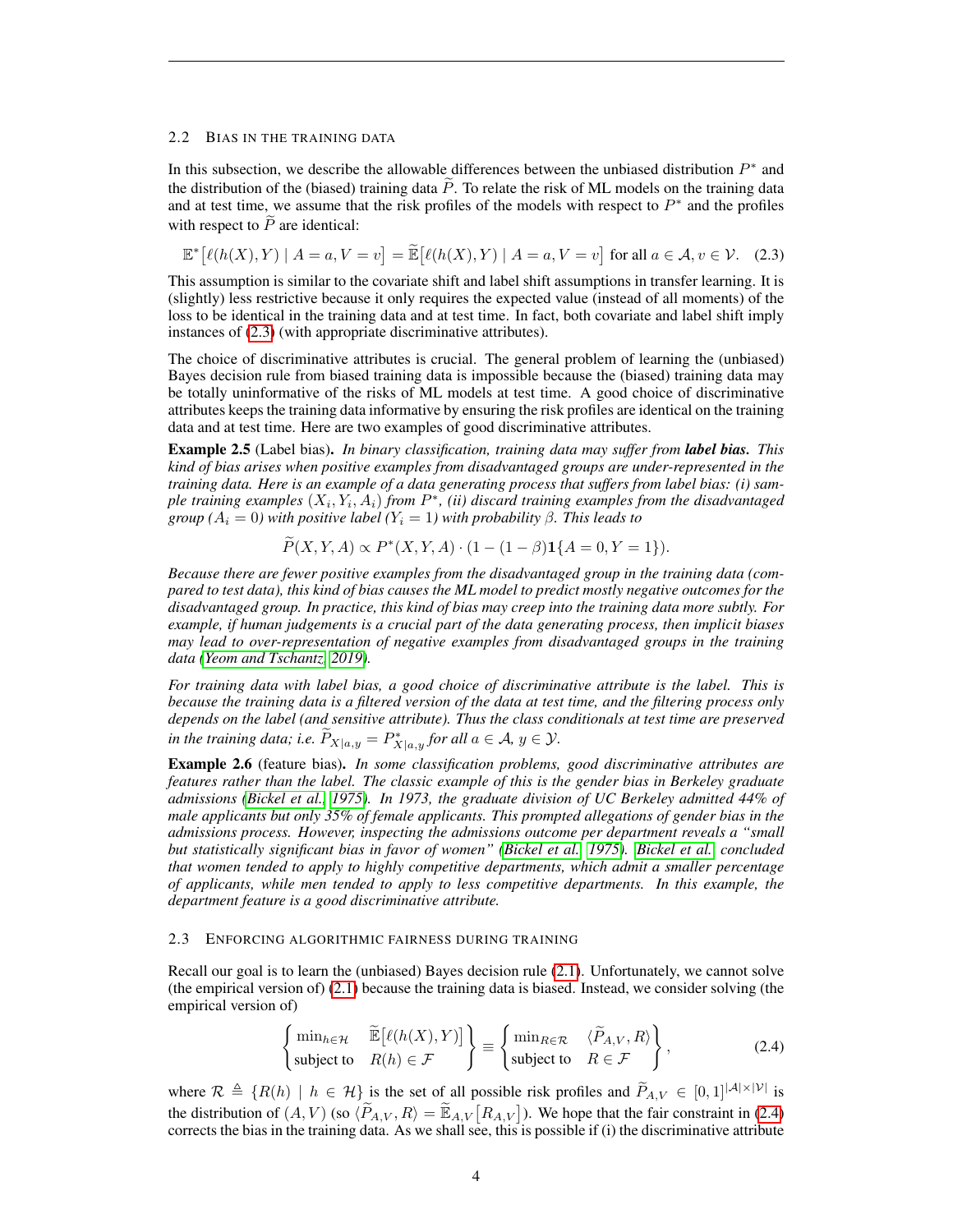### 2.2 Bias in the training data

In this subsection, we describe the allowable differences between the unbiased distribution $P^*$ and the distribution of the (biased) training data $\widetilde{P}$. To relate the risk of ML models on the training data and at test time, we assume that the risk profiles of the models with respect to $P^*$ and the profiles with respect to $\widetilde{P}$ are identical:

$$\mathbb{E}^*\big[\ell(h(X), Y) \mid A = a, V = v\big] = \widetilde{\mathbb{E}}\big[\ell(h(X), Y) \mid A = a, V = v\big] \text{ for all } a \in \mathcal{A}, v \in \mathcal{V}. \quad (2.3)$$

This assumption is similar to the covariate shift and label shift assumptions in transfer learning. It is (slightly) less restrictive because it only requires the expected value (instead of all moments) of the loss to be identical in the training data and at test time. In fact, both covariate and label shift imply instances of (2.3) (with appropriate discriminative attributes).

The choice of discriminative attributes is crucial. The general problem of learning the (unbiased) Bayes decision rule from biased training data is impossible because the (biased) training data may be totally uninformative of the risks of ML models at test time. A good choice of discriminative attributes keeps the training data informative by ensuring the risk profiles are identical on the training data and at test time. Here are two examples of good discriminative attributes.

**Example 2.5** (Label bias)**.** *In binary classification, training data may suffer from* ***label bias.*** *This kind of bias arises when positive examples from disadvantaged groups are under-represented in the training data. Here is an example of a data generating process that suffers from label bias: (i) sample training examples $(X_i, Y_i, A_i)$ from $P^*$, (ii) discard training examples from the disadvantaged group ($A_i = 0$) with positive label ($Y_i = 1$) with probability $\beta$. This leads to*

$$\widetilde{P}(X, Y, A) \propto P^*(X, Y, A) \cdot (1 - (1 - \beta)\mathbf{1}\{A = 0, Y = 1\}).$$

*Because there are fewer positive examples from the disadvantaged group in the training data (compared to test data), this kind of bias causes the ML model to predict mostly negative outcomes for the disadvantaged group. In practice, this kind of bias may creep into the training data more subtly. For example, if human judgements is a crucial part of the data generating process, then implicit biases may lead to over-representation of negative examples from disadvantaged groups in the training data (Yeom and Tschantz, 2019).*

*For training data with label bias, a good choice of discriminative attribute is the label. This is because the training data is a filtered version of the data at test time, and the filtering process only depends on the label (and sensitive attribute). Thus the class conditionals at test time are preserved in the training data; i.e. $\widetilde{P}_{X|a,y} = P^*_{X|a,y}$ for all $a \in \mathcal{A}$, $y \in \mathcal{Y}$.*

**Example 2.6** (feature bias)**.** *In some classification problems, good discriminative attributes are features rather than the label. The classic example of this is the gender bias in Berkeley graduate admissions (Bickel et al., 1975). In 1973, the graduate division of UC Berkeley admitted 44% of male applicants but only 35% of female applicants. This prompted allegations of gender bias in the admissions process. However, inspecting the admissions outcome per department reveals a "small but statistically significant bias in favor of women" (Bickel et al., 1975). Bickel et al. concluded that women tended to apply to highly competitive departments, which admit a smaller percentage of applicants, while men tended to apply to less competitive departments. In this example, the department feature is a good discriminative attribute.*

### 2.3 Enforcing algorithmic fairness during training

Recall our goal is to learn the (unbiased) Bayes decision rule (2.1). Unfortunately, we cannot solve (the empirical version of) (2.1) because the training data is biased. Instead, we consider solving (the empirical version of)

$$\begin{Bmatrix} \min_{h \in \mathcal{H}} & \widetilde{\mathbb{E}}\big[\ell(h(X), Y)\big] \\ \text{subject to} & R(h) \in \mathcal{F} \end{Bmatrix} \equiv \begin{Bmatrix} \min_{R \in \mathcal{R}} & \langle \widetilde{P}_{A,V}, R \rangle \\ \text{subject to} & R \in \mathcal{F} \end{Bmatrix}, \quad (2.4)$$

where $\mathcal{R} \triangleq \{R(h) \mid h \in \mathcal{H}\}$ is the set of all possible risk profiles and $\widetilde{P}_{A,V} \in [0,1]^{|\mathcal{A}| \times |\mathcal{V}|}$ is the distribution of $(A, V)$ (so $\langle \widetilde{P}_{A,V}, R \rangle = \widetilde{\mathbb{E}}_{A,V}\big[R_{A,V}\big]$). We hope that the fair constraint in (2.4) corrects the bias in the training data. As we shall see, this is possible if (i) the discriminative attribute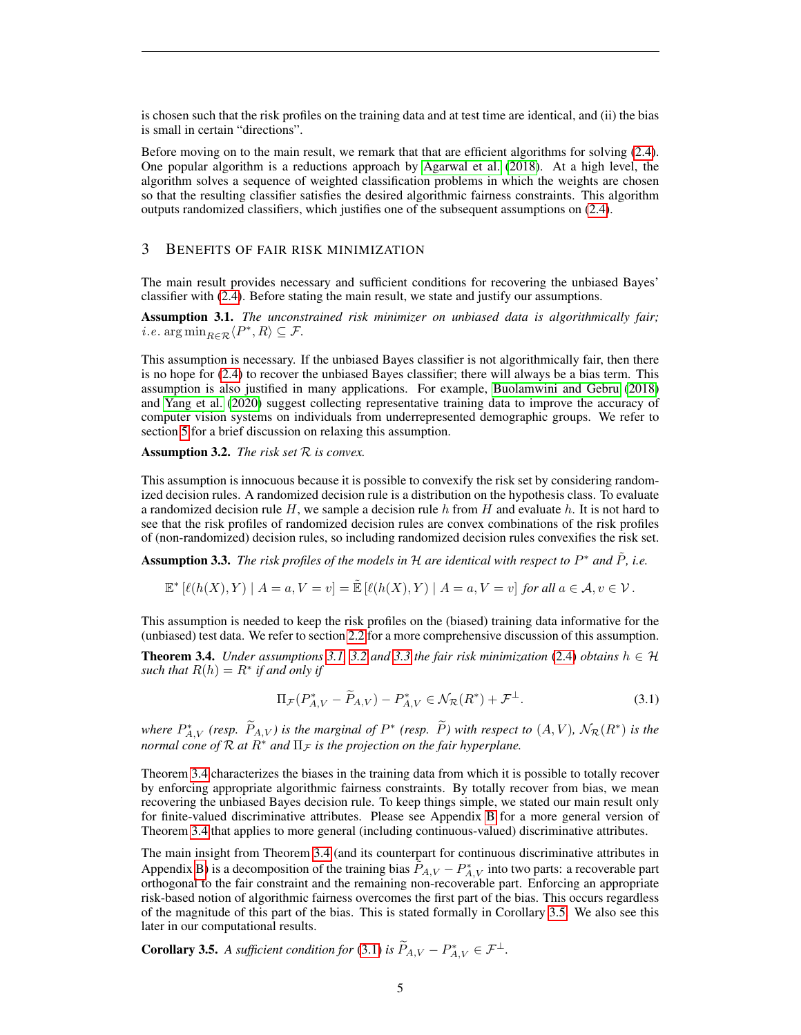is chosen such that the risk profiles on the training data and at test time are identical, and (ii) the bias is small in certain "directions".

Before moving on to the main result, we remark that that are efficient algorithms for solving (2.4). One popular algorithm is a reductions approach by Agarwal et al. (2018). At a high level, the algorithm solves a sequence of weighted classification problems in which the weights are chosen so that the resulting classifier satisfies the desired algorithmic fairness constraints. This algorithm outputs randomized classifiers, which justifies one of the subsequent assumptions on (2.4).

## 3 Benefits of fair risk minimization

The main result provides necessary and sufficient conditions for recovering the unbiased Bayes' classifier with (2.4). Before stating the main result, we state and justify our assumptions.

**Assumption 3.1.** *The unconstrained risk minimizer on unbiased data is algorithmically fair; i.e.* $\arg\min_{R \in \mathcal{R}} \langle P^*, R \rangle \subseteq \mathcal{F}$.

This assumption is necessary. If the unbiased Bayes classifier is not algorithmically fair, then there is no hope for (2.4) to recover the unbiased Bayes classifier; there will always be a bias term. This assumption is also justified in many applications. For example, Buolamwini and Gebru (2018) and Yang et al. (2020) suggest collecting representative training data to improve the accuracy of computer vision systems on individuals from underrepresented demographic groups. We refer to section 5 for a brief discussion on relaxing this assumption.

**Assumption 3.2.** *The risk set* $\mathcal{R}$ *is convex.*

This assumption is innocuous because it is possible to convexify the risk set by considering randomized decision rules. A randomized decision rule is a distribution on the hypothesis class. To evaluate a randomized decision rule $H$, we sample a decision rule $h$ from $H$ and evaluate $h$. It is not hard to see that the risk profiles of randomized decision rules are convex combinations of the risk profiles of (non-randomized) decision rules, so including randomized decision rules convexifies the risk set.

**Assumption 3.3.** *The risk profiles of the models in* $\mathcal{H}$ *are identical with respect to* $P^*$ *and* $\tilde{P}$*, i.e.*

$$\mathbb{E}^*\left[\ell(h(X), Y) \mid A = a, V = v\right] = \tilde{\mathbb{E}}\left[\ell(h(X), Y) \mid A = a, V = v\right] \text{ for all } a \in \mathcal{A}, v \in \mathcal{V}.$$

This assumption is needed to keep the risk profiles on the (biased) training data informative for the (unbiased) test data. We refer to section 2.2 for a more comprehensive discussion of this assumption.

**Theorem 3.4.** *Under assumptions 3.1, 3.2 and 3.3 the fair risk minimization (2.4) obtains* $h \in \mathcal{H}$ *such that* $R(h) = R^*$ *if and only if*

$$\Pi_{\mathcal{F}}(P^*_{A,V} - \widetilde{P}_{A,V}) - P^*_{A,V} \in \mathcal{N}_{\mathcal{R}}(R^*) + \mathcal{F}^{\perp}. \tag{3.1}$$

*where* $P^*_{A,V}$ *(resp.* $\widetilde{P}_{A,V}$*) is the marginal of* $P^*$ *(resp.* $\widetilde{P}$*) with respect to* $(A, V)$*,* $\mathcal{N}_{\mathcal{R}}(R^*)$ *is the normal cone of* $\mathcal{R}$ *at* $R^*$ *and* $\Pi_{\mathcal{F}}$ *is the projection on the fair hyperplane.*

Theorem 3.4 characterizes the biases in the training data from which it is possible to totally recover by enforcing appropriate algorithmic fairness constraints. By totally recover from bias, we mean recovering the unbiased Bayes decision rule. To keep things simple, we stated our main result only for finite-valued discriminative attributes. Please see Appendix B for a more general version of Theorem 3.4 that applies to more general (including continuous-valued) discriminative attributes.

The main insight from Theorem 3.4 (and its counterpart for continuous discriminative attributes in Appendix B) is a decomposition of the training bias $\tilde{P}_{A,V} - P^*_{A,V}$ into two parts: a recoverable part orthogonal to the fair constraint and the remaining non-recoverable part. Enforcing an appropriate risk-based notion of algorithmic fairness overcomes the first part of the bias. This occurs regardless of the magnitude of this part of the bias. This is stated formally in Corollary 3.5. We also see this later in our computational results.

**Corollary 3.5.** *A sufficient condition for (3.1) is* $\widetilde{P}_{A,V} - P^*_{A,V} \in \mathcal{F}^{\perp}$.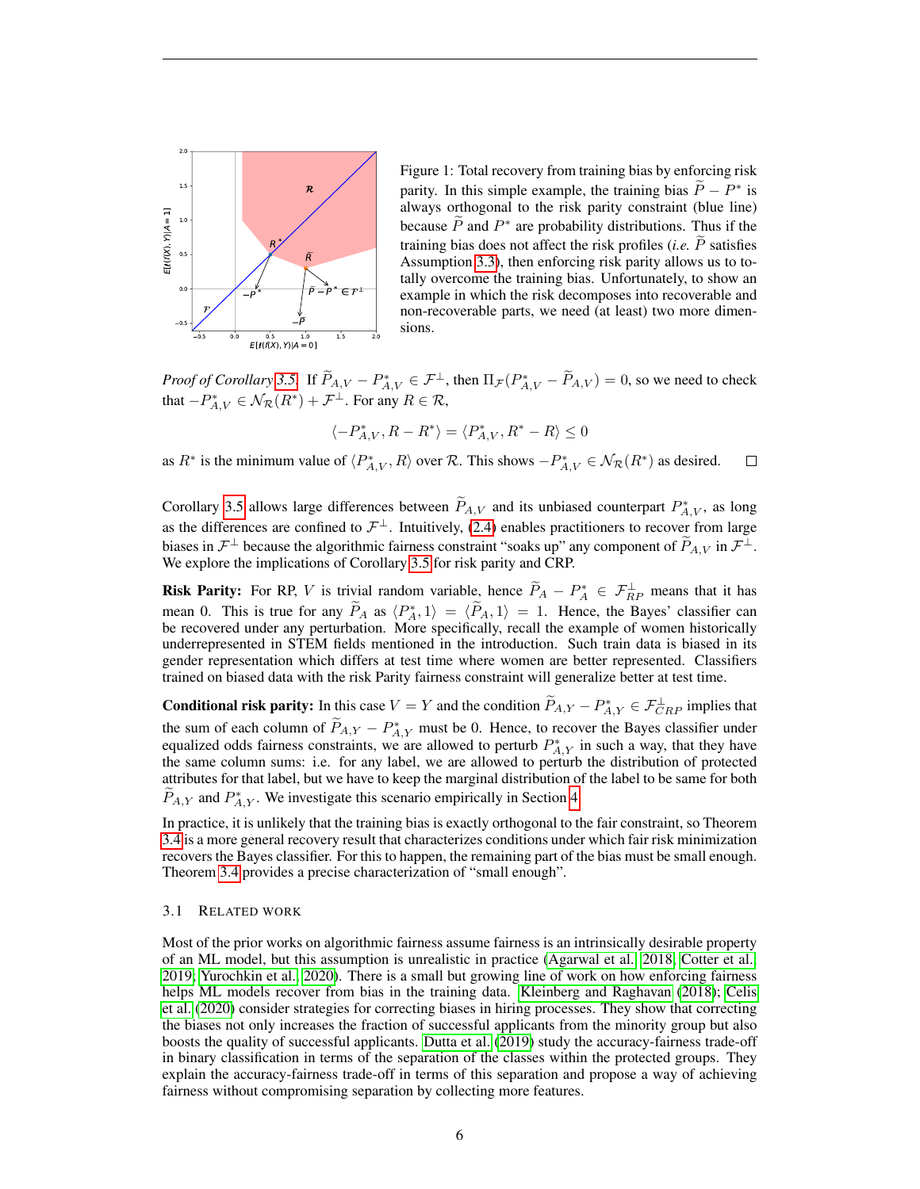Figure 1: Total recovery from training bias by enforcing risk parity. In this simple example, the training bias $\widetilde{P} - P^*$ is always orthogonal to the risk parity constraint (blue line) because $\widetilde{P}$ and $P^*$ are probability distributions. Thus if the training bias does not affect the risk profiles (*i.e.* $\widetilde{P}$ satisfies Assumption 3.3), then enforcing risk parity allows us to totally overcome the training bias. Unfortunately, to show an example in which the risk decomposes into recoverable and non-recoverable parts, we need (at least) two more dimensions.

*Proof of Corollary 3.5.* If $\widetilde{P}_{A,V} - P^*_{A,V} \in \mathcal{F}^\perp$, then $\Pi_{\mathcal{F}}(P^*_{A,V} - \widetilde{P}_{A,V}) = 0$, so we need to check that $-P^*_{A,V} \in \mathcal{N}_{\mathcal{R}}(R^*) + \mathcal{F}^\perp$. For any $R \in \mathcal{R}$,

$$\langle -P^*_{A,V}, R - R^* \rangle = \langle P^*_{A,V}, R^* - R \rangle \leq 0$$

as $R^*$ is the minimum value of $\langle P^*_{A,V}, R \rangle$ over $\mathcal{R}$. This shows $-P^*_{A,V} \in \mathcal{N}_{\mathcal{R}}(R^*)$ as desired. □

Corollary 3.5 allows large differences between $\widetilde{P}_{A,V}$ and its unbiased counterpart $P^*_{A,V}$, as long as the differences are confined to $\mathcal{F}^\perp$. Intuitively, (2.4) enables practitioners to recover from large biases in $\mathcal{F}^\perp$ because the algorithmic fairness constraint "soaks up" any component of $\widetilde{P}_{A,V}$ in $\mathcal{F}^\perp$. We explore the implications of Corollary 3.5 for risk parity and CRP.

**Risk Parity:** For RP, $V$ is trivial random variable, hence $\widetilde{P}_A - P^*_A \in \mathcal{F}^\perp_{RP}$ means that it has mean 0. This is true for any $\widetilde{P}_A$ as $\langle P^*_A, 1 \rangle = \langle \widetilde{P}_A, 1 \rangle = 1$. Hence, the Bayes' classifier can be recovered under any perturbation. More specifically, recall the example of women historically underrepresented in STEM fields mentioned in the introduction. Such train data is biased in its gender representation which differs at test time where women are better represented. Classifiers trained on biased data with the risk Parity fairness constraint will generalize better at test time.

**Conditional risk parity:** In this case $V = Y$ and the condition $\widetilde{P}_{A,Y} - P^*_{A,Y} \in \mathcal{F}^\perp_{CRP}$ implies that the sum of each column of $\widetilde{P}_{A,Y} - P^*_{A,Y}$ must be 0. Hence, to recover the Bayes classifier under equalized odds fairness constraints, we are allowed to perturb $P^*_{A,Y}$ in such a way, that they have the same column sums: i.e. for any label, we are allowed to perturb the distribution of protected attributes for that label, but we have to keep the marginal distribution of the label to be same for both $\widetilde{P}_{A,Y}$ and $P^*_{A,Y}$. We investigate this scenario empirically in Section 4.

In practice, it is unlikely that the training bias is exactly orthogonal to the fair constraint, so Theorem 3.4 is a more general recovery result that characterizes conditions under which fair risk minimization recovers the Bayes classifier. For this to happen, the remaining part of the bias must be small enough. Theorem 3.4 provides a precise characterization of "small enough".

### 3.1 Related Work

Most of the prior works on algorithmic fairness assume fairness is an intrinsically desirable property of an ML model, but this assumption is unrealistic in practice (Agarwal et al., 2018; Cotter et al., 2019; Yurochkin et al., 2020). There is a small but growing line of work on how enforcing fairness helps ML models recover from bias in the training data. Kleinberg and Raghavan (2018); Celis et al. (2020) consider strategies for correcting biases in hiring processes. They show that correcting the biases not only increases the fraction of successful applicants from the minority group but also boosts the quality of successful applicants. Dutta et al. (2019) study the accuracy-fairness trade-off in binary classification in terms of the separation of the classes within the protected groups. They explain the accuracy-fairness trade-off in terms of this separation and propose a way of achieving fairness without compromising separation by collecting more features.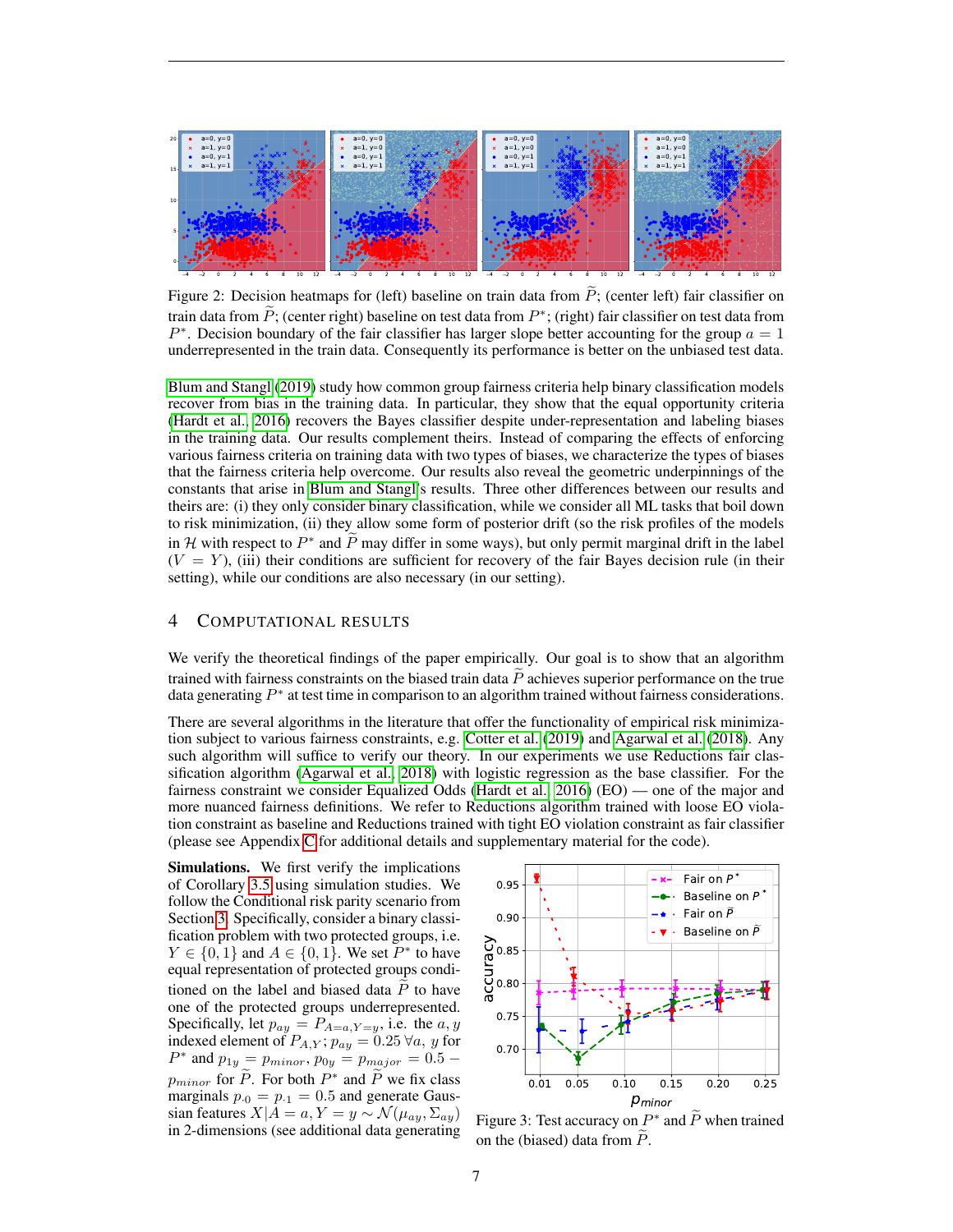Figure 2: Decision heatmaps for (left) baseline on train data from $\widetilde{P}$; (center left) fair classifier on train data from $\widetilde{P}$; (center right) baseline on test data from $P^*$; (right) fair classifier on test data from $P^*$. Decision boundary of the fair classifier has larger slope better accounting for the group $a = 1$ underrepresented in the train data. Consequently its performance is better on the unbiased test data.

Blum and Stangl (2019) study how common group fairness criteria help binary classification models recover from bias in the training data. In particular, they show that the equal opportunity criteria (Hardt et al., 2016) recovers the Bayes classifier despite under-representation and labeling biases in the training data. Our results complement theirs. Instead of comparing the effects of enforcing various fairness criteria on training data with two types of biases, we characterize the types of biases that the fairness criteria help overcome. Our results also reveal the geometric underpinnings of the constants that arise in Blum and Stangl's results. Three other differences between our results and theirs are: (i) they only consider binary classification, while we consider all ML tasks that boil down to risk minimization, (ii) they allow some form of posterior drift (so the risk profiles of the models in $\mathcal{H}$ with respect to $P^*$ and $\widetilde{P}$ may differ in some ways), but only permit marginal drift in the label ($V = Y$), (iii) their conditions are sufficient for recovery of the fair Bayes decision rule (in their setting), while our conditions are also necessary (in our setting).

## 4 Computational Results

We verify the theoretical findings of the paper empirically. Our goal is to show that an algorithm trained with fairness constraints on the biased train data $\widetilde{P}$ achieves superior performance on the true data generating $P^*$ at test time in comparison to an algorithm trained without fairness considerations.

There are several algorithms in the literature that offer the functionality of empirical risk minimization subject to various fairness constraints, e.g. Cotter et al. (2019) and Agarwal et al. (2018). Any such algorithm will suffice to verify our theory. In our experiments we use Reductions fair classification algorithm (Agarwal et al., 2018) with logistic regression as the base classifier. For the fairness constraint we consider Equalized Odds (Hardt et al., 2016) (EO) — one of the major and more nuanced fairness definitions. We refer to Reductions algorithm trained with loose EO violation constraint as baseline and Reductions trained with tight EO violation constraint as fair classifier (please see Appendix C for additional details and supplementary material for the code).

**Simulations.** We first verify the implications of Corollary 3.5 using simulation studies. We follow the Conditional risk parity scenario from Section 3. Specifically, consider a binary classification problem with two protected groups, i.e. $Y \in \{0, 1\}$ and $A \in \{0, 1\}$. We set $P^*$ to have equal representation of protected groups conditioned on the label and biased data $\widetilde{P}$ to have one of the protected groups underrepresented. Specifically, let $p_{ay} = P_{A=a,Y=y}$, i.e. the $a, y$ indexed element of $P_{A,Y}$; $p_{ay} = 0.25 \ \forall a, y$ for $P^*$ and $p_{1y} = p_{minor}$, $p_{0y} = p_{major} = 0.5 - p_{minor}$ for $\widetilde{P}$. For both $P^*$ and $\widetilde{P}$ we fix class marginals $p_{\cdot 0} = p_{\cdot 1} = 0.5$ and generate Gaussian features $X|A = a, Y = y \sim \mathcal{N}(\mu_{ay}, \Sigma_{ay})$ in 2-dimensions (see additional data generating

Figure 3: Test accuracy on $P^*$ and $\widetilde{P}$ when trained on the (biased) data from $\widetilde{P}$.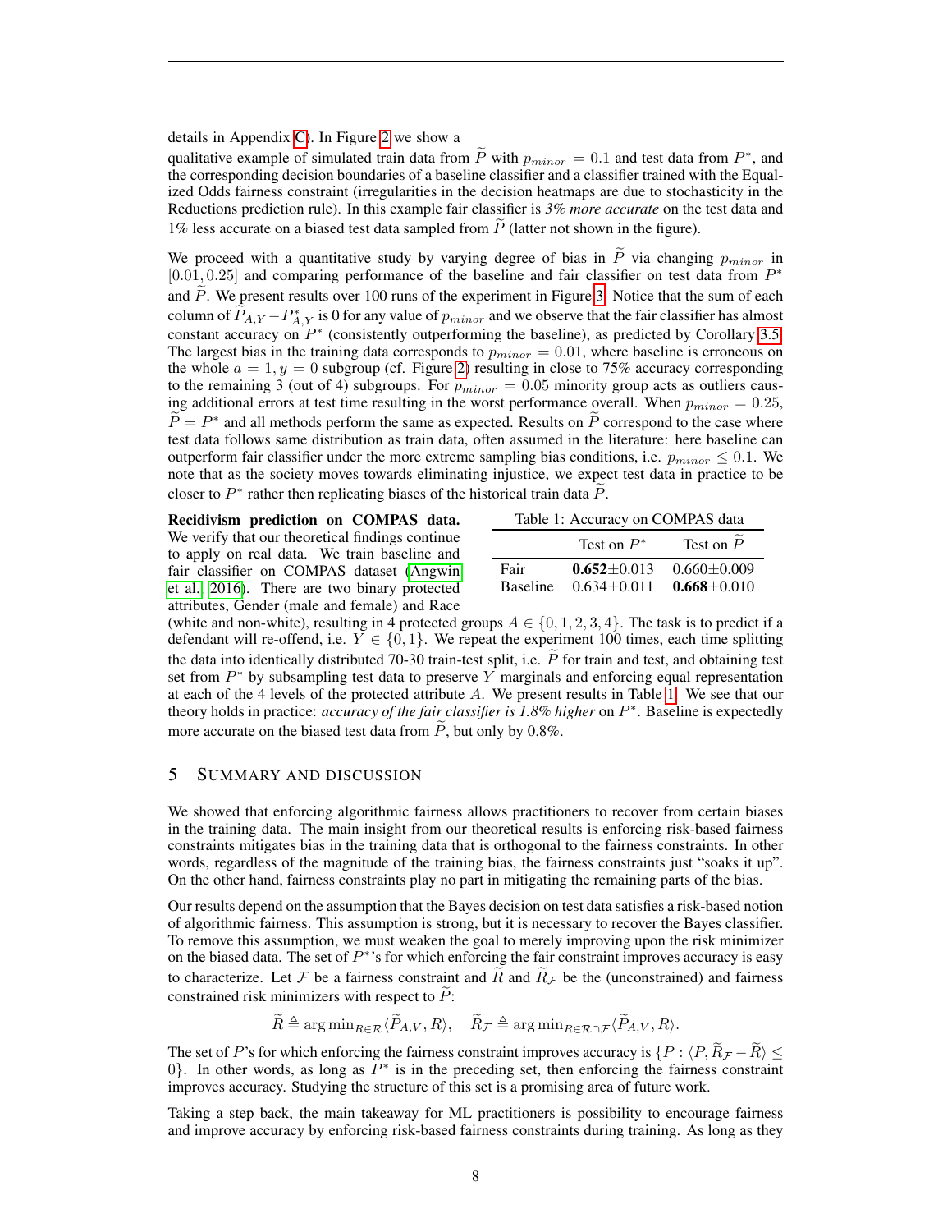details in Appendix C). In Figure 2 we show a qualitative example of simulated train data from $\widetilde{P}$ with $p_{minor} = 0.1$ and test data from $P^*$, and the corresponding decision boundaries of a baseline classifier and a classifier trained with the Equalized Odds fairness constraint (irregularities in the decision heatmaps are due to stochasticity in the Reductions prediction rule). In this example fair classifier is *3% more accurate* on the test data and 1% less accurate on a biased test data sampled from $\widetilde{P}$ (latter not shown in the figure).

We proceed with a quantitative study by varying degree of bias in $\widetilde{P}$ via changing $p_{minor}$ in $[0.01, 0.25]$ and comparing performance of the baseline and fair classifier on test data from $P^*$ and $\widetilde{P}$. We present results over 100 runs of the experiment in Figure 3. Notice that the sum of each column of $\widetilde{P}_{A,Y} - P^*_{A,Y}$ is 0 for any value of $p_{minor}$ and we observe that the fair classifier has almost constant accuracy on $P^*$ (consistently outperforming the baseline), as predicted by Corollary 3.5. The largest bias in the training data corresponds to $p_{minor} = 0.01$, where baseline is erroneous on the whole $a = 1, y = 0$ subgroup (cf. Figure 2) resulting in close to 75% accuracy corresponding to the remaining 3 (out of 4) subgroups. For $p_{minor} = 0.05$ minority group acts as outliers causing additional errors at test time resulting in the worst performance overall. When $p_{minor} = 0.25$, $\widetilde{P} = P^*$ and all methods perform the same as expected. Results on $\widetilde{P}$ correspond to the case where test data follows same distribution as train data, often assumed in the literature: here baseline can outperform fair classifier under the more extreme sampling bias conditions, i.e. $p_{minor} \leq 0.1$. We note that as the society moves towards eliminating injustice, we expect test data in practice to be closer to $P^*$ rather then replicating biases of the historical train data $\widetilde{P}$.

**Recidivism prediction on COMPAS data.** We verify that our theoretical findings continue to apply on real data. We train baseline and fair classifier on COMPAS dataset (Angwin et al., 2016). There are two binary protected attributes, Gender (male and female) and Race (white and non-white), resulting in 4 protected groups $A \in \{0, 1, 2, 3, 4\}$. The task is to predict if a defendant will re-offend, i.e. $Y \in \{0, 1\}$. We repeat the experiment 100 times, each time splitting the data into identically distributed 70-30 train-test split, i.e. $\widetilde{P}$ for train and test, and obtaining test set from $P^*$ by subsampling test data to preserve $Y$ marginals and enforcing equal representation at each of the 4 levels of the protected attribute $A$. We present results in Table 1. We see that our theory holds in practice: *accuracy of the fair classifier is 1.8% higher* on $P^*$. Baseline is expectedly more accurate on the biased test data from $\widetilde{P}$, but only by 0.8%.

Table 1: Accuracy on COMPAS data

| | Test on $P^*$ | Test on $\widetilde{P}$ |
|---|---|---|
| Fair | **0.652**$\pm$0.013 | 0.660$\pm$0.009 |
| Baseline | 0.634$\pm$0.011 | **0.668**$\pm$0.010 |

## 5 Summary and Discussion

We showed that enforcing algorithmic fairness allows practitioners to recover from certain biases in the training data. The main insight from our theoretical results is enforcing risk-based fairness constraints mitigates bias in the training data that is orthogonal to the fairness constraints. In other words, regardless of the magnitude of the training bias, the fairness constraints just "soaks it up". On the other hand, fairness constraints play no part in mitigating the remaining parts of the bias.

Our results depend on the assumption that the Bayes decision on test data satisfies a risk-based notion of algorithmic fairness. This assumption is strong, but it is necessary to recover the Bayes classifier. To remove this assumption, we must weaken the goal to merely improving upon the risk minimizer on the biased data. The set of $P^*$'s for which enforcing the fair constraint improves accuracy is easy to characterize. Let $\mathcal{F}$ be a fairness constraint and $\widetilde{R}$ and $\widetilde{R}_{\mathcal{F}}$ be the (unconstrained) and fairness constrained risk minimizers with respect to $\widetilde{P}$:

$$\widetilde{R} \triangleq \arg\min_{R \in \mathcal{R}} \langle \widetilde{P}_{A,V}, R \rangle, \quad \widetilde{R}_{\mathcal{F}} \triangleq \arg\min_{R \in \mathcal{R} \cap \mathcal{F}} \langle \widetilde{P}_{A,V}, R \rangle.$$

The set of $P$'s for which enforcing the fairness constraint improves accuracy is $\{P : \langle P, \widetilde{R}_{\mathcal{F}} - \widetilde{R} \rangle \leq 0\}$. In other words, as long as $P^*$ is in the preceding set, then enforcing the fairness constraint improves accuracy. Studying the structure of this set is a promising area of future work.

Taking a step back, the main takeaway for ML practitioners is possibility to encourage fairness and improve accuracy by enforcing risk-based fairness constraints during training. As long as they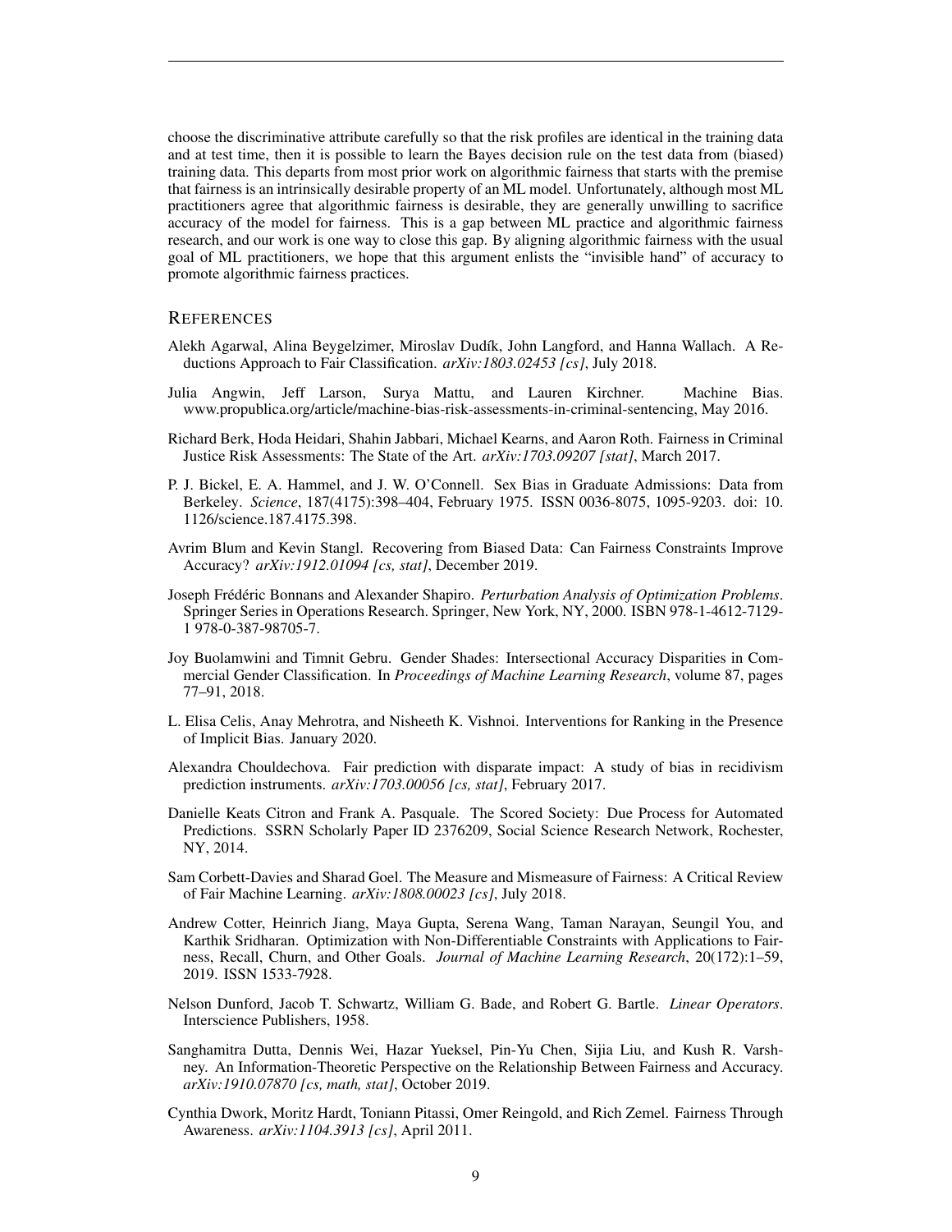choose the discriminative attribute carefully so that the risk profiles are identical in the training data and at test time, then it is possible to learn the Bayes decision rule on the test data from (biased) training data. This departs from most prior work on algorithmic fairness that starts with the premise that fairness is an intrinsically desirable property of an ML model. Unfortunately, although most ML practitioners agree that algorithmic fairness is desirable, they are generally unwilling to sacrifice accuracy of the model for fairness. This is a gap between ML practice and algorithmic fairness research, and our work is one way to close this gap. By aligning algorithmic fairness with the usual goal of ML practitioners, we hope that this argument enlists the "invisible hand" of accuracy to promote algorithmic fairness practices.

## References

Alekh Agarwal, Alina Beygelzimer, Miroslav Dudík, John Langford, and Hanna Wallach. A Reductions Approach to Fair Classification. *arXiv:1803.02453 [cs]*, July 2018.

Julia Angwin, Jeff Larson, Surya Mattu, and Lauren Kirchner. Machine Bias. www.propublica.org/article/machine-bias-risk-assessments-in-criminal-sentencing, May 2016.

Richard Berk, Hoda Heidari, Shahin Jabbari, Michael Kearns, and Aaron Roth. Fairness in Criminal Justice Risk Assessments: The State of the Art. *arXiv:1703.09207 [stat]*, March 2017.

P. J. Bickel, E. A. Hammel, and J. W. O'Connell. Sex Bias in Graduate Admissions: Data from Berkeley. *Science*, 187(4175):398–404, February 1975. ISSN 0036-8075, 1095-9203. doi: 10.1126/science.187.4175.398.

Avrim Blum and Kevin Stangl. Recovering from Biased Data: Can Fairness Constraints Improve Accuracy? *arXiv:1912.01094 [cs, stat]*, December 2019.

Joseph Frédéric Bonnans and Alexander Shapiro. *Perturbation Analysis of Optimization Problems*. Springer Series in Operations Research. Springer, New York, NY, 2000. ISBN 978-1-4612-7129-1 978-0-387-98705-7.

Joy Buolamwini and Timnit Gebru. Gender Shades: Intersectional Accuracy Disparities in Commercial Gender Classification. In *Proceedings of Machine Learning Research*, volume 87, pages 77–91, 2018.

L. Elisa Celis, Anay Mehrotra, and Nisheeth K. Vishnoi. Interventions for Ranking in the Presence of Implicit Bias. January 2020.

Alexandra Chouldechova. Fair prediction with disparate impact: A study of bias in recidivism prediction instruments. *arXiv:1703.00056 [cs, stat]*, February 2017.

Danielle Keats Citron and Frank A. Pasquale. The Scored Society: Due Process for Automated Predictions. SSRN Scholarly Paper ID 2376209, Social Science Research Network, Rochester, NY, 2014.

Sam Corbett-Davies and Sharad Goel. The Measure and Mismeasure of Fairness: A Critical Review of Fair Machine Learning. *arXiv:1808.00023 [cs]*, July 2018.

Andrew Cotter, Heinrich Jiang, Maya Gupta, Serena Wang, Taman Narayan, Seungil You, and Karthik Sridharan. Optimization with Non-Differentiable Constraints with Applications to Fairness, Recall, Churn, and Other Goals. *Journal of Machine Learning Research*, 20(172):1–59, 2019. ISSN 1533-7928.

Nelson Dunford, Jacob T. Schwartz, William G. Bade, and Robert G. Bartle. *Linear Operators*. Interscience Publishers, 1958.

Sanghamitra Dutta, Dennis Wei, Hazar Yueksel, Pin-Yu Chen, Sijia Liu, and Kush R. Varshney. An Information-Theoretic Perspective on the Relationship Between Fairness and Accuracy. *arXiv:1910.07870 [cs, math, stat]*, October 2019.

Cynthia Dwork, Moritz Hardt, Toniann Pitassi, Omer Reingold, and Rich Zemel. Fairness Through Awareness. *arXiv:1104.3913 [cs]*, April 2011.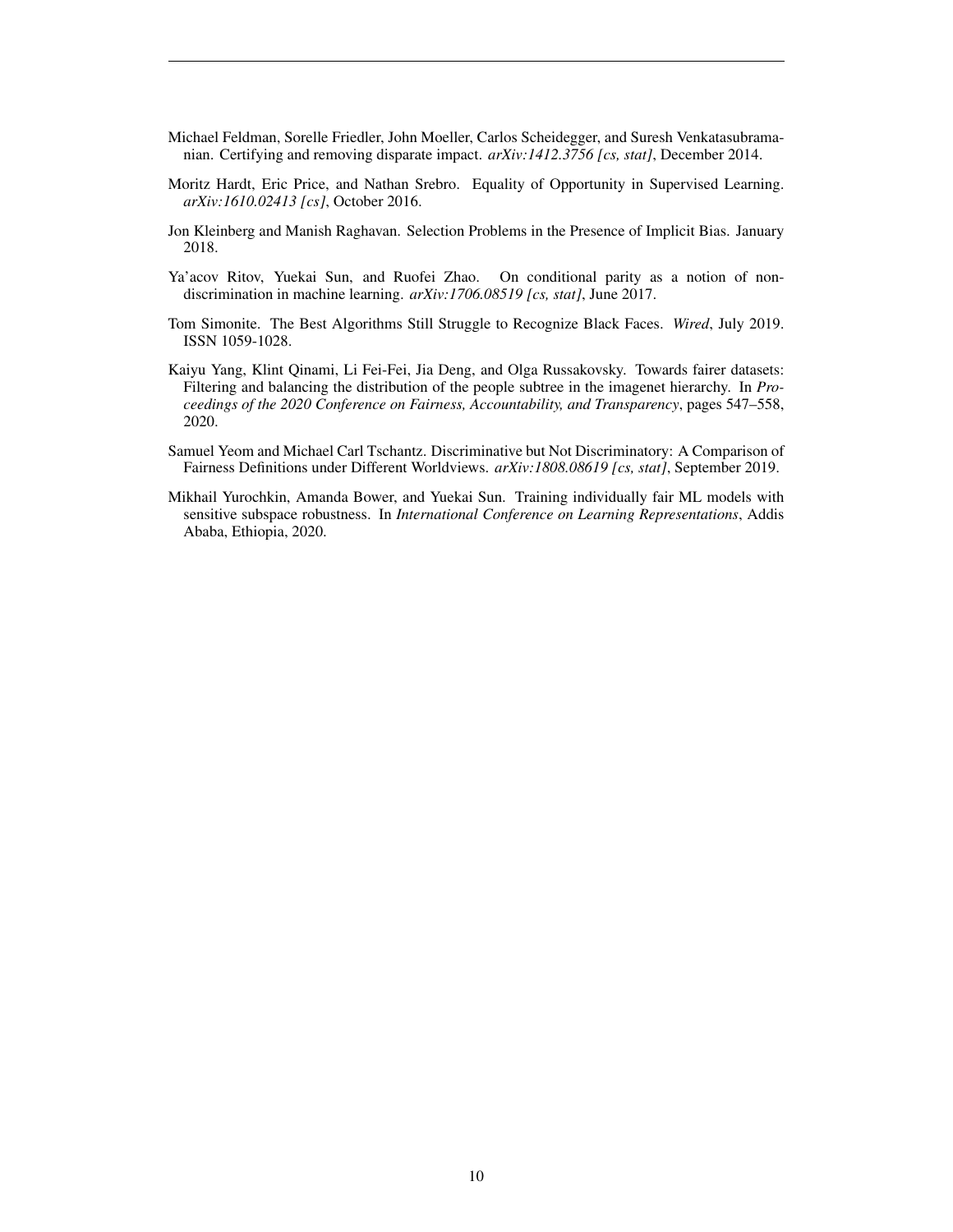Michael Feldman, Sorelle Friedler, John Moeller, Carlos Scheidegger, and Suresh Venkatasubramanian. Certifying and removing disparate impact. *arXiv:1412.3756 [cs, stat]*, December 2014.

Moritz Hardt, Eric Price, and Nathan Srebro. Equality of Opportunity in Supervised Learning. *arXiv:1610.02413 [cs]*, October 2016.

Jon Kleinberg and Manish Raghavan. Selection Problems in the Presence of Implicit Bias. January 2018.

Ya'acov Ritov, Yuekai Sun, and Ruofei Zhao. On conditional parity as a notion of non-discrimination in machine learning. *arXiv:1706.08519 [cs, stat]*, June 2017.

Tom Simonite. The Best Algorithms Still Struggle to Recognize Black Faces. *Wired*, July 2019. ISSN 1059-1028.

Kaiyu Yang, Klint Qinami, Li Fei-Fei, Jia Deng, and Olga Russakovsky. Towards fairer datasets: Filtering and balancing the distribution of the people subtree in the imagenet hierarchy. In *Proceedings of the 2020 Conference on Fairness, Accountability, and Transparency*, pages 547–558, 2020.

Samuel Yeom and Michael Carl Tschantz. Discriminative but Not Discriminatory: A Comparison of Fairness Definitions under Different Worldviews. *arXiv:1808.08619 [cs, stat]*, September 2019.

Mikhail Yurochkin, Amanda Bower, and Yuekai Sun. Training individually fair ML models with sensitive subspace robustness. In *International Conference on Learning Representations*, Addis Ababa, Ethiopia, 2020.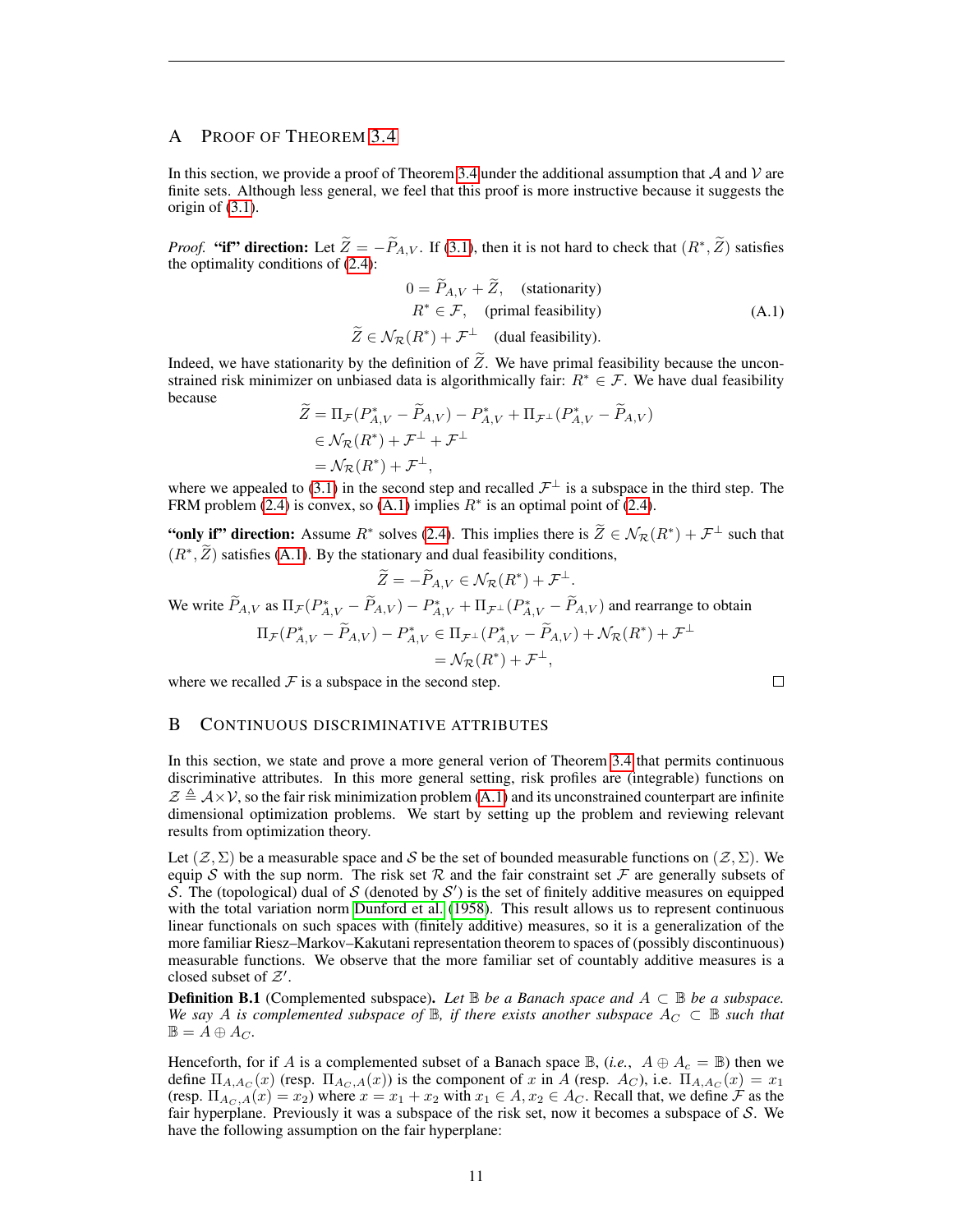## A Proof of Theorem 3.4

In this section, we provide a proof of Theorem 3.4 under the additional assumption that $\mathcal{A}$ and $\mathcal{V}$ are finite sets. Although less general, we feel that this proof is more instructive because it suggests the origin of (3.1).

*Proof.* **"if" direction:** Let $\widetilde{Z} = -\widetilde{P}_{A,V}$. If (3.1), then it is not hard to check that $(R^*, \widetilde{Z})$ satisfies the optimality conditions of (2.4):

$$
\begin{aligned}
0 &= \widetilde{P}_{A,V} + \widetilde{Z}, \quad \text{(stationarity)} \\
R^* &\in \mathcal{F}, \quad \text{(primal feasibility)} \\
\widetilde{Z} &\in \mathcal{N}_{\mathcal{R}}(R^*) + \mathcal{F}^{\perp} \quad \text{(dual feasibility).}
\end{aligned}
\tag{A.1}
$$

Indeed, we have stationarity by the definition of $\widetilde{Z}$. We have primal feasibility because the unconstrained risk minimizer on unbiased data is algorithmically fair: $R^* \in \mathcal{F}$. We have dual feasibility because

$$
\begin{aligned}
\widetilde{Z} &= \Pi_{\mathcal{F}}(P^*_{A,V} - \widetilde{P}_{A,V}) - P^*_{A,V} + \Pi_{\mathcal{F}^{\perp}}(P^*_{A,V} - \widetilde{P}_{A,V}) \\
&\in \mathcal{N}_{\mathcal{R}}(R^*) + \mathcal{F}^{\perp} + \mathcal{F}^{\perp} \\
&= \mathcal{N}_{\mathcal{R}}(R^*) + \mathcal{F}^{\perp},
\end{aligned}
$$

where we appealed to (3.1) in the second step and recalled $\mathcal{F}^{\perp}$ is a subspace in the third step. The FRM problem (2.4) is convex, so (A.1) implies $R^*$ is an optimal point of (2.4).

**"only if" direction:** Assume $R^*$ solves (2.4). This implies there is $\widetilde{Z} \in \mathcal{N}_{\mathcal{R}}(R^*) + \mathcal{F}^{\perp}$ such that $(R^*, \widetilde{Z})$ satisfies (A.1). By the stationary and dual feasibility conditions,

$$
\widetilde{Z} = -\widetilde{P}_{A,V} \in \mathcal{N}_{\mathcal{R}}(R^*) + \mathcal{F}^{\perp}.
$$

We write $\widetilde{P}_{A,V}$ as $\Pi_{\mathcal{F}}(P^*_{A,V} - \widetilde{P}_{A,V}) - P^*_{A,V} + \Pi_{\mathcal{F}^{\perp}}(P^*_{A,V} - \widetilde{P}_{A,V})$ and rearrange to obtain

$$
\begin{aligned}
\Pi_{\mathcal{F}}(P^*_{A,V} - \widetilde{P}_{A,V}) - P^*_{A,V} &\in \Pi_{\mathcal{F}^{\perp}}(P^*_{A,V} - \widetilde{P}_{A,V}) + \mathcal{N}_{\mathcal{R}}(R^*) + \mathcal{F}^{\perp} \\
&= \mathcal{N}_{\mathcal{R}}(R^*) + \mathcal{F}^{\perp},
\end{aligned}
$$

where we recalled $\mathcal{F}$ is a subspace in the second step. $\square$

## B Continuous Discriminative Attributes

In this section, we state and prove a more general verion of Theorem 3.4 that permits continuous discriminative attributes. In this more general setting, risk profiles are (integrable) functions on $\mathcal{Z} \triangleq \mathcal{A} \times \mathcal{V}$, so the fair risk minimization problem (A.1) and its unconstrained counterpart are infinite dimensional optimization problems. We start by setting up the problem and reviewing relevant results from optimization theory.

Let $(\mathcal{Z}, \Sigma)$ be a measurable space and $\mathcal{S}$ be the set of bounded measurable functions on $(\mathcal{Z}, \Sigma)$. We equip $\mathcal{S}$ with the sup norm. The risk set $\mathcal{R}$ and the fair constraint set $\mathcal{F}$ are generally subsets of $\mathcal{S}$. The (topological) dual of $\mathcal{S}$ (denoted by $\mathcal{S}'$) is the set of finitely additive measures on equipped with the total variation norm Dunford et al. (1958). This result allows us to represent continuous linear functionals on such spaces with (finitely additive) measures, so it is a generalization of the more familiar Riesz–Markov–Kakutani representation theorem to spaces of (possibly discontinuous) measurable functions. We observe that the more familiar set of countably additive measures is a closed subset of $\mathcal{Z}'$.

**Definition B.1** (Complemented subspace)**.** *Let $\mathbb{B}$ be a Banach space and $A \subset \mathbb{B}$ be a subspace. We say $A$ is complemented subspace of $\mathbb{B}$, if there exists another subspace $A_C \subset \mathbb{B}$ such that $\mathbb{B} = A \oplus A_C$.*

Henceforth, for if $A$ is a complemented subset of a Banach space $\mathbb{B}$, (*i.e.,* $A \oplus A_c = \mathbb{B}$) then we define $\Pi_{A,A_C}(x)$ (resp. $\Pi_{A_C,A}(x)$) is the component of $x$ in $A$ (resp. $A_C$), i.e. $\Pi_{A,A_C}(x) = x_1$ (resp. $\Pi_{A_C,A}(x) = x_2$) where $x = x_1 + x_2$ with $x_1 \in A, x_2 \in A_C$. Recall that, we define $\mathcal{F}$ as the fair hyperplane. Previously it was a subspace of the risk set, now it becomes a subspace of $\mathcal{S}$. We have the following assumption on the fair hyperplane: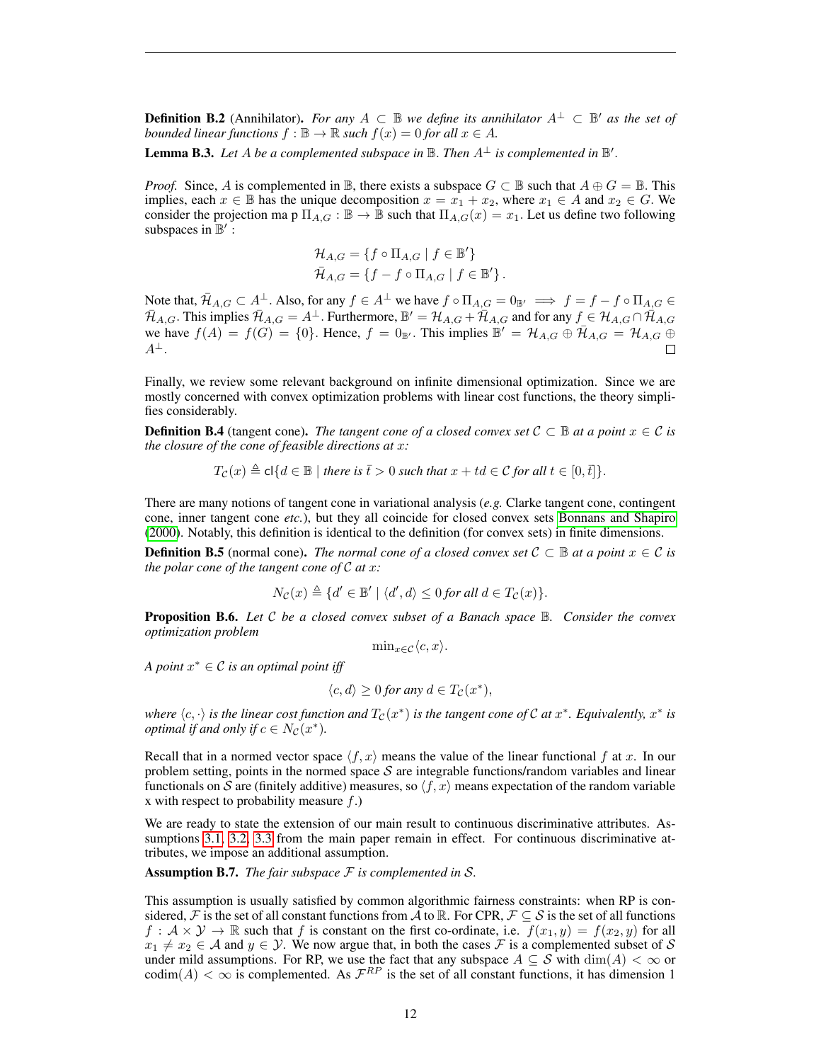**Definition B.2** (Annihilator)**.** *For any $A \subset \mathbb{B}$ we define its annihilator $A^{\perp} \subset \mathbb{B}'$ as the set of bounded linear functions $f : \mathbb{B} \to \mathbb{R}$ such $f(x) = 0$ for all $x \in A$.*

**Lemma B.3.** *Let $A$ be a complemented subspace in $\mathbb{B}$. Then $A^{\perp}$ is complemented in $\mathbb{B}'$.*

*Proof.* Since, $A$ is complemented in $\mathbb{B}$, there exists a subspace $G \subset \mathbb{B}$ such that $A \oplus G = \mathbb{B}$. This implies, each $x \in \mathbb{B}$ has the unique decomposition $x = x_1 + x_2$, where $x_1 \in A$ and $x_2 \in G$. We consider the projection ma p $\Pi_{A,G} : \mathbb{B} \to \mathbb{B}$ such that $\Pi_{A,G}(x) = x_1$. Let us define two following subspaces in $\mathbb{B}'$ :

$$
\begin{aligned}
\mathcal{H}_{A,G} &= \{f \circ \Pi_{A,G} \mid f \in \mathbb{B}'\} \\
\bar{\mathcal{H}}_{A,G} &= \{f - f \circ \Pi_{A,G} \mid f \in \mathbb{B}'\}.
\end{aligned}
$$

Note that, $\bar{\mathcal{H}}_{A,G} \subset A^{\perp}$. Also, for any $f \in A^{\perp}$ we have $f \circ \Pi_{A,G} = 0_{\mathbb{B}'} \implies f = f - f \circ \Pi_{A,G} \in \bar{\mathcal{H}}_{A,G}$. This implies $\bar{\mathcal{H}}_{A,G} = A^{\perp}$. Furthermore, $\mathbb{B}' = \mathcal{H}_{A,G} + \bar{\mathcal{H}}_{A,G}$ and for any $f \in \mathcal{H}_{A,G} \cap \bar{\mathcal{H}}_{A,G}$ we have $f(A) = f(G) = \{0\}$. Hence, $f = 0_{\mathbb{B}'}$. This implies $\mathbb{B}' = \mathcal{H}_{A,G} \oplus \bar{\mathcal{H}}_{A,G} = \mathcal{H}_{A,G} \oplus A^{\perp}$. □

Finally, we review some relevant background on infinite dimensional optimization. Since we are mostly concerned with convex optimization problems with linear cost functions, the theory simplifies considerably.

**Definition B.4** (tangent cone)**.** *The tangent cone of a closed convex set $\mathcal{C} \subset \mathbb{B}$ at a point $x \in \mathcal{C}$ is the closure of the cone of feasible directions at $x$:*

$$
T_{\mathcal{C}}(x) \triangleq \mathsf{cl}\{d \in \mathbb{B} \mid \text{there is } \bar{t} > 0 \text{ such that } x + td \in \mathcal{C} \text{ for all } t \in [0, \bar{t}]\}.
$$

There are many notions of tangent cone in variational analysis (*e.g.* Clarke tangent cone, contingent cone, inner tangent cone *etc.*), but they all coincide for closed convex sets Bonnans and Shapiro (2000). Notably, this definition is identical to the definition (for convex sets) in finite dimensions.

**Definition B.5** (normal cone)**.** *The normal cone of a closed convex set $\mathcal{C} \subset \mathbb{B}$ at a point $x \in \mathcal{C}$ is the polar cone of the tangent cone of $\mathcal{C}$ at $x$:*

$$
N_{\mathcal{C}}(x) \triangleq \{d' \in \mathbb{B}' \mid \langle d', d\rangle \le 0 \text{ for all } d \in T_{\mathcal{C}}(x)\}.
$$

**Proposition B.6.** *Let $\mathcal{C}$ be a closed convex subset of a Banach space $\mathbb{B}$. Consider the convex optimization problem*

$$
\min_{x \in \mathcal{C}} \langle c, x\rangle.
$$

*A point $x^* \in \mathcal{C}$ is an optimal point iff*

$$
\langle c, d\rangle \ge 0 \text{ for any } d \in T_{\mathcal{C}}(x^*),
$$

*where $\langle c, \cdot\rangle$ is the linear cost function and $T_{\mathcal{C}}(x^*)$ is the tangent cone of $\mathcal{C}$ at $x^*$. Equivalently, $x^*$ is optimal if and only if $c \in N_{\mathcal{C}}(x^*)$.*

Recall that in a normed vector space $\langle f, x\rangle$ means the value of the linear functional $f$ at $x$. In our problem setting, points in the normed space $\mathcal{S}$ are integrable functions/random variables and linear functionals on $\mathcal{S}$ are (finitely additive) measures, so $\langle f, x\rangle$ means expectation of the random variable x with respect to probability measure $f$.)

We are ready to state the extension of our main result to continuous discriminative attributes. Assumptions 3.1, 3.2, 3.3 from the main paper remain in effect. For continuous discriminative attributes, we impose an additional assumption.

**Assumption B.7.** *The fair subspace $\mathcal{F}$ is complemented in $\mathcal{S}$.*

This assumption is usually satisfied by common algorithmic fairness constraints: when RP is considered, $\mathcal{F}$ is the set of all constant functions from $\mathcal{A}$ to $\mathbb{R}$. For CPR, $\mathcal{F} \subseteq \mathcal{S}$ is the set of all functions $f : \mathcal{A} \times \mathcal{Y} \to \mathbb{R}$ such that $f$ is constant on the first co-ordinate, i.e. $f(x_1, y) = f(x_2, y)$ for all $x_1 \neq x_2 \in \mathcal{A}$ and $y \in \mathcal{Y}$. We now argue that, in both the cases $\mathcal{F}$ is a complemented subset of $\mathcal{S}$ under mild assumptions. For RP, we use the fact that any subspace $A \subseteq \mathcal{S}$ with $\dim(A) < \infty$ or $\mathrm{codim}(A) < \infty$ is complemented. As $\mathcal{F}^{RP}$ is the set of all constant functions, it has dimension 1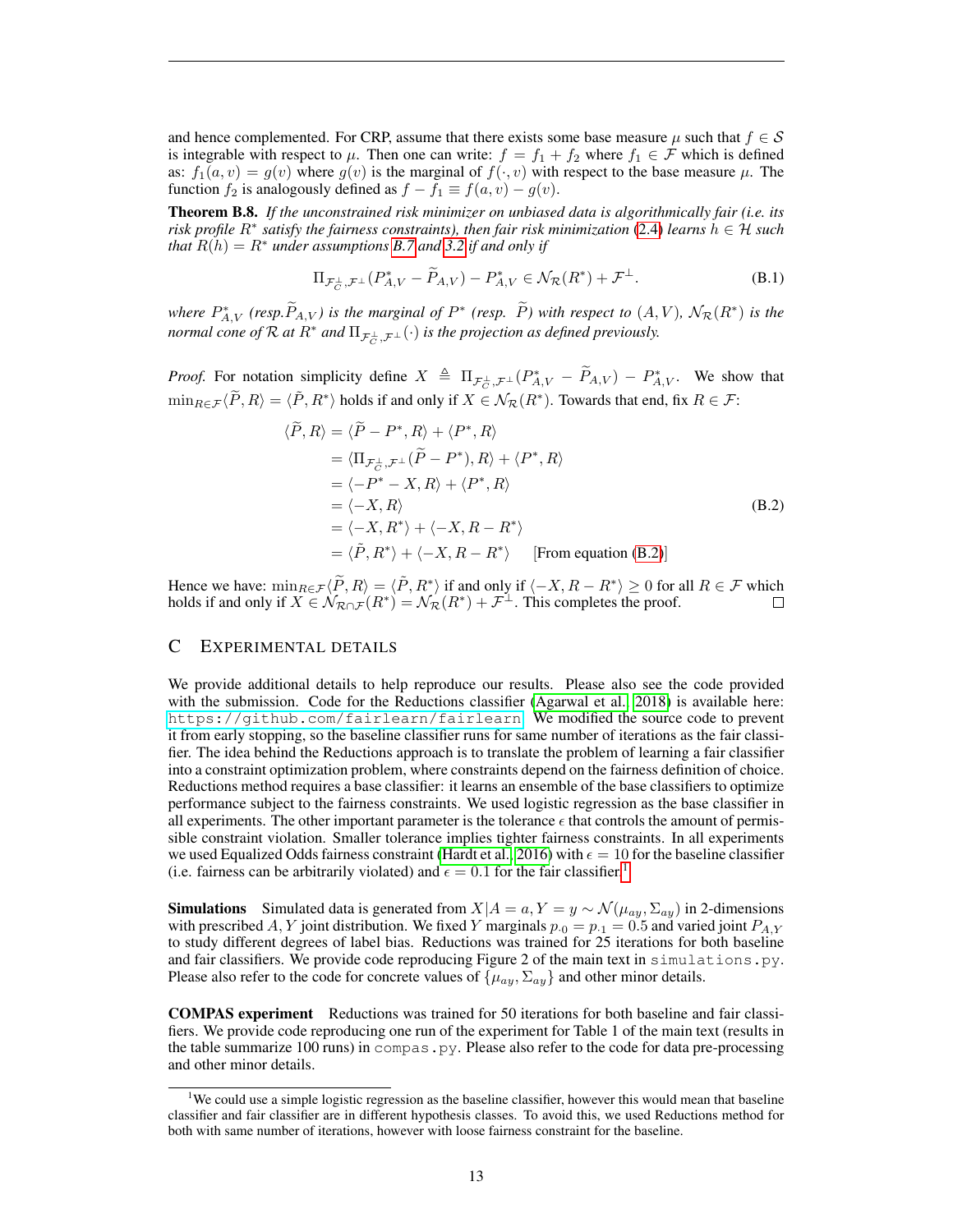and hence complemented. For CRP, assume that there exists some base measure $\mu$ such that $f \in \mathcal{S}$ is integrable with respect to $\mu$. Then one can write: $f = f_1 + f_2$ where $f_1 \in \mathcal{F}$ which is defined as: $f_1(a, v) = g(v)$ where $g(v)$ is the marginal of $f(\cdot, v)$ with respect to the base measure $\mu$. The function $f_2$ is analogously defined as $f - f_1 \equiv f(a, v) - g(v)$.

**Theorem B.8.** *If the unconstrained risk minimizer on unbiased data is algorithmically fair (i.e. its risk profile $R^*$ satisfy the fairness constraints), then fair risk minimization (2.4) learns $h \in \mathcal{H}$ such that $R(h) = R^*$ under assumptions B.7 and 3.2 if and only if*

$$\Pi_{\mathcal{F}_C^\perp, \mathcal{F}^\perp}(P^*_{A,V} - \widetilde{P}_{A,V}) - P^*_{A,V} \in \mathcal{N}_{\mathcal{R}}(R^*) + \mathcal{F}^\perp. \tag{B.1}$$

*where $P^*_{A,V}$ (resp.$\widetilde{P}_{A,V}$) is the marginal of $P^*$ (resp. $\widetilde{P}$) with respect to $(A, V)$, $\mathcal{N}_{\mathcal{R}}(R^*)$ is the normal cone of $\mathcal{R}$ at $R^*$ and $\Pi_{\mathcal{F}_C^\perp, \mathcal{F}^\perp}(\cdot)$ is the projection as defined previously.*

*Proof.* For notation simplicity define $X \triangleq \Pi_{\mathcal{F}_C^\perp, \mathcal{F}^\perp}(P^*_{A,V} - \widetilde{P}_{A,V}) - P^*_{A,V}$. We show that $\min_{R \in \mathcal{F}} \langle \widetilde{P}, R \rangle = \langle \tilde{P}, R^* \rangle$ holds if and only if $X \in \mathcal{N}_{\mathcal{R}}(R^*)$. Towards that end, fix $R \in \mathcal{F}$:

$$\begin{aligned}
\langle \widetilde{P}, R \rangle &= \langle \widetilde{P} - P^*, R \rangle + \langle P^*, R \rangle \\
&= \langle \Pi_{\mathcal{F}_C^\perp, \mathcal{F}^\perp}(\widetilde{P} - P^*), R \rangle + \langle P^*, R \rangle \\
&= \langle -P^* - X, R \rangle + \langle P^*, R \rangle \\
&= \langle -X, R \rangle \\
&= \langle -X, R^* \rangle + \langle -X, R - R^* \rangle \\
&= \langle \tilde{P}, R^* \rangle + \langle -X, R - R^* \rangle \qquad \text{[From equation (B.2)]}
\end{aligned} \tag{B.2}$$

Hence we have: $\min_{R \in \mathcal{F}} \langle \widetilde{P}, R \rangle = \langle \tilde{P}, R^* \rangle$ if and only if $\langle -X, R - R^* \rangle \geq 0$ for all $R \in \mathcal{F}$ which holds if and only if $X \in \mathcal{N}_{\mathcal{R} \cap \mathcal{F}}(R^*) = \mathcal{N}_{\mathcal{R}}(R^*) + \mathcal{F}^\perp$. This completes the proof. ∎

# C EXPERIMENTAL DETAILS

We provide additional details to help reproduce our results. Please also see the code provided with the submission. Code for the Reductions classifier (Agarwal et al., 2018) is available here: `https://github.com/fairlearn/fairlearn`. We modified the source code to prevent it from early stopping, so the baseline classifier runs for same number of iterations as the fair classifier. The idea behind the Reductions approach is to translate the problem of learning a fair classifier into a constraint optimization problem, where constraints depend on the fairness definition of choice. Reductions method requires a base classifier: it learns an ensemble of the base classifiers to optimize performance subject to the fairness constraints. We used logistic regression as the base classifier in all experiments. The other important parameter is the tolerance $\epsilon$ that controls the amount of permissible constraint violation. Smaller tolerance implies tighter fairness constraints. In all experiments we used Equalized Odds fairness constraint (Hardt et al., 2016) with $\epsilon = 10$ for the baseline classifier (i.e. fairness can be arbitrarily violated) and $\epsilon = 0.1$ for the fair classifier[1].

**Simulations** Simulated data is generated from $X|A = a, Y = y \sim \mathcal{N}(\mu_{ay}, \Sigma_{ay})$ in 2-dimensions with prescribed $A, Y$ joint distribution. We fixed $Y$ marginals $p_{\cdot 0} = p_{\cdot 1} = 0.5$ and varied joint $P_{A,Y}$ to study different degrees of label bias. Reductions was trained for 25 iterations for both baseline and fair classifiers. We provide code reproducing Figure 2 of the main text in `simulations.py`. Please also refer to the code for concrete values of $\{\mu_{ay}, \Sigma_{ay}\}$ and other minor details.

**COMPAS experiment** Reductions was trained for 50 iterations for both baseline and fair classifiers. We provide code reproducing one run of the experiment for Table 1 of the main text (results in the table summarize 100 runs) in `compas.py`. Please also refer to the code for data pre-processing and other minor details.

[1]We could use a simple logistic regression as the baseline classifier, however this would mean that baseline classifier and fair classifier are in different hypothesis classes. To avoid this, we used Reductions method for both with same number of iterations, however with loose fairness constraint for the baseline.